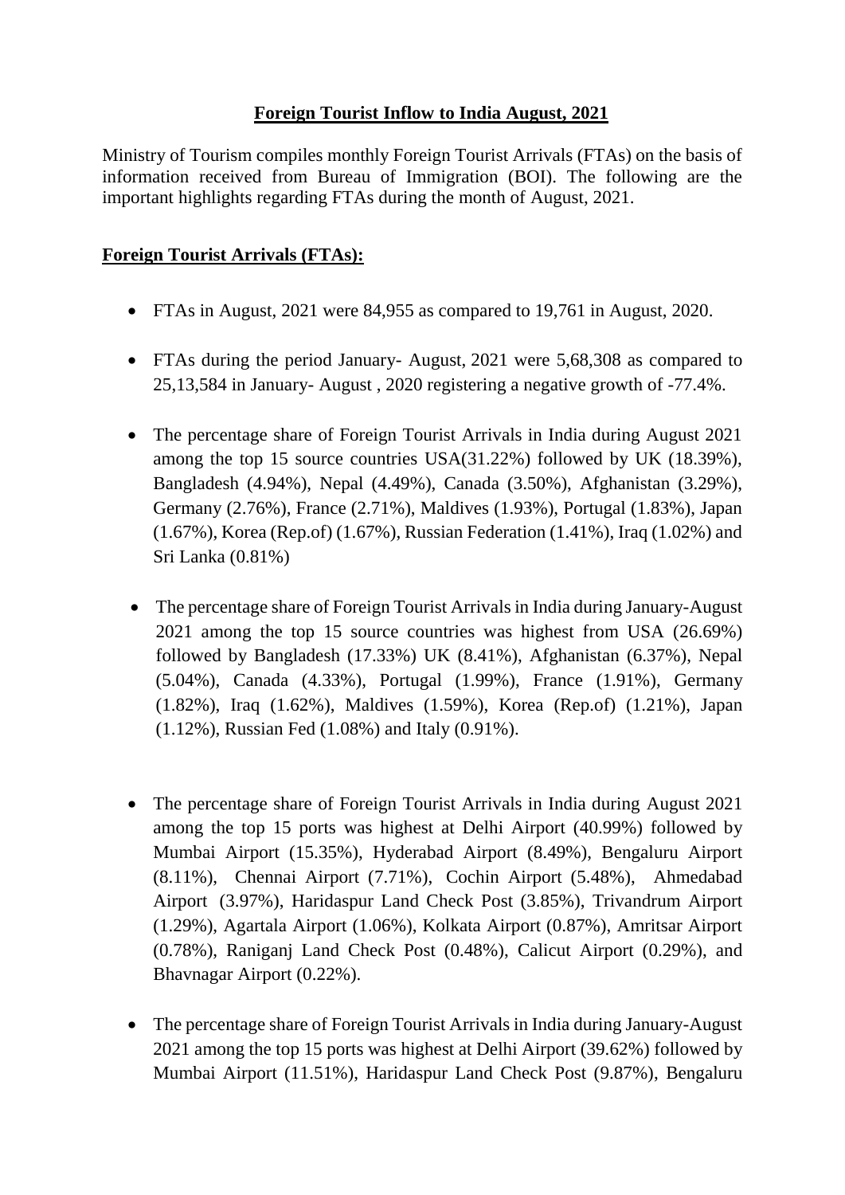## **Foreign Tourist Inflow to India August, 2021**

Ministry of Tourism compiles monthly Foreign Tourist Arrivals (FTAs) on the basis of information received from Bureau of Immigration (BOI). The following are the important highlights regarding FTAs during the month of August, 2021.

### **Foreign Tourist Arrivals (FTAs):**

- FTAs in August, 2021 were 84,955 as compared to 19,761 in August, 2020.
- FTAs during the period January- August, 2021 were 5,68,308 as compared to 25,13,584 in January- August , 2020 registering a negative growth of -77.4%.
- The percentage share of Foreign Tourist Arrivals in India during August 2021 among the top 15 source countries USA(31.22%) followed by UK (18.39%), Bangladesh (4.94%), Nepal (4.49%), Canada (3.50%), Afghanistan (3.29%), Germany (2.76%), France (2.71%), Maldives (1.93%), Portugal (1.83%), Japan (1.67%), Korea (Rep.of) (1.67%), Russian Federation (1.41%), Iraq (1.02%) and Sri Lanka (0.81%)
- The percentage share of Foreign Tourist Arrivals in India during January-August 2021 among the top 15 source countries was highest from USA (26.69%) followed by Bangladesh (17.33%) UK (8.41%), Afghanistan (6.37%), Nepal (5.04%), Canada (4.33%), Portugal (1.99%), France (1.91%), Germany (1.82%), Iraq (1.62%), Maldives (1.59%), Korea (Rep.of) (1.21%), Japan (1.12%), Russian Fed (1.08%) and Italy (0.91%).
- The percentage share of Foreign Tourist Arrivals in India during August 2021 among the top 15 ports was highest at Delhi Airport (40.99%) followed by Mumbai Airport (15.35%), Hyderabad Airport (8.49%), Bengaluru Airport (8.11%), Chennai Airport (7.71%), Cochin Airport (5.48%), Ahmedabad Airport (3.97%), Haridaspur Land Check Post (3.85%), Trivandrum Airport (1.29%), Agartala Airport (1.06%), Kolkata Airport (0.87%), Amritsar Airport (0.78%), Raniganj Land Check Post (0.48%), Calicut Airport (0.29%), and Bhavnagar Airport (0.22%).
- The percentage share of Foreign Tourist Arrivals in India during January-August 2021 among the top 15 ports was highest at Delhi Airport (39.62%) followed by Mumbai Airport (11.51%), Haridaspur Land Check Post (9.87%), Bengaluru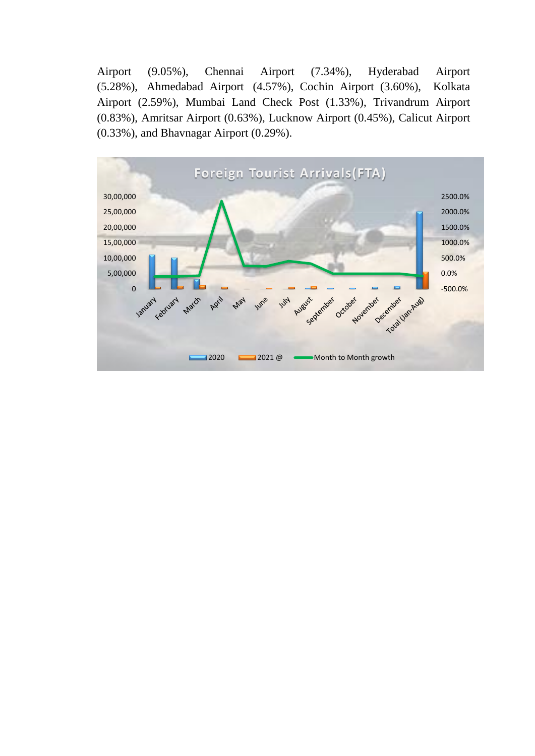Airport (9.05%), Chennai Airport (7.34%), Hyderabad Airport (5.28%), Ahmedabad Airport (4.57%), Cochin Airport (3.60%), Kolkata Airport (2.59%), Mumbai Land Check Post (1.33%), Trivandrum Airport (0.83%), Amritsar Airport (0.63%), Lucknow Airport (0.45%), Calicut Airport (0.33%), and Bhavnagar Airport (0.29%).

Foreign Tourist Arrivals(FTA)

30,00,000
25,00,000
20,00,000
15,00,000
10,00,000
5,00,000
0

2500.0%
2000.0%
1500.0%
1000.0%
500.0%
0.0%
-500.0%

January
February
March
April
May
June
July
August
September
October
November
December
Total (Jan-Aug)

2020
2021 @
Month to Month growth